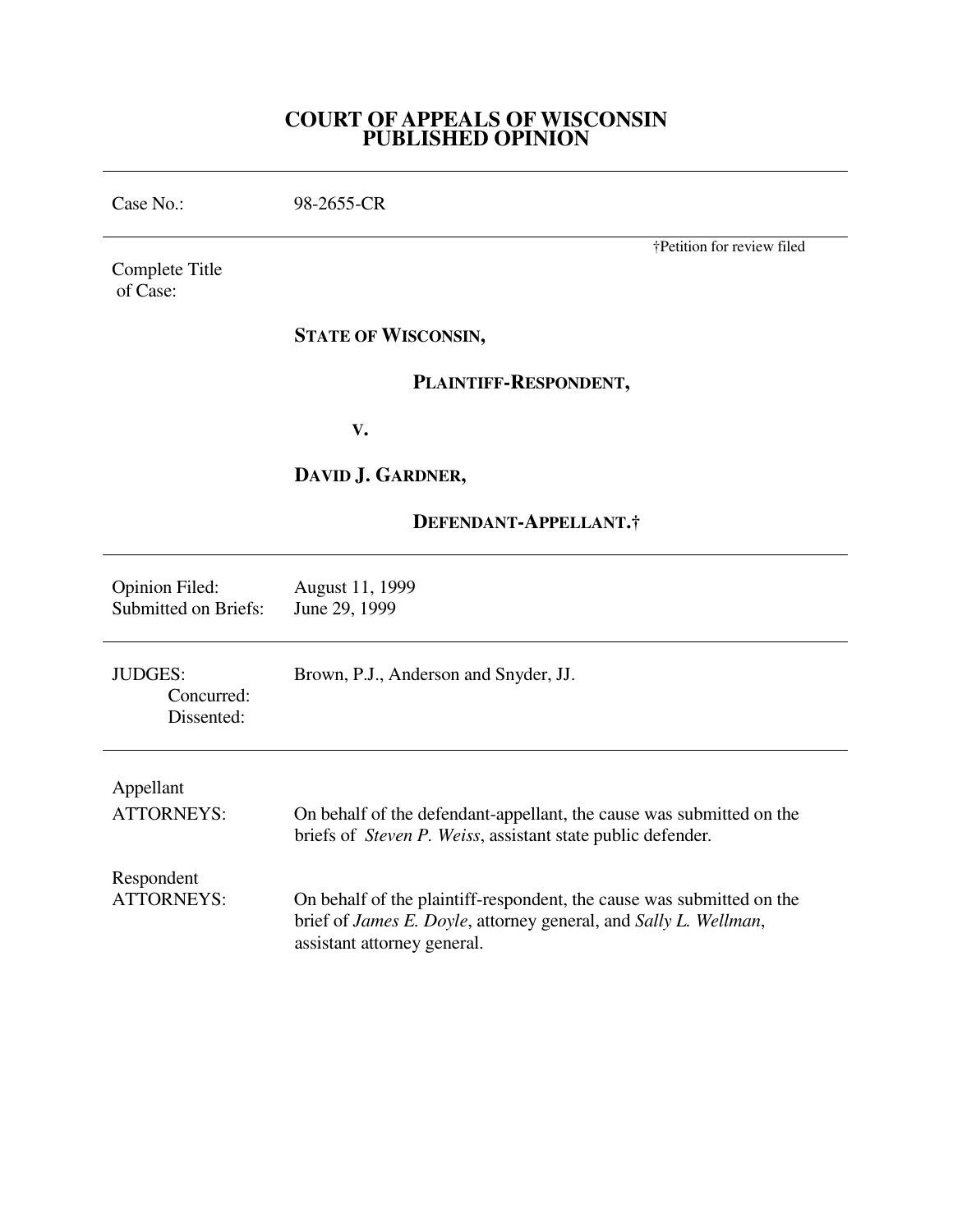# COURT OF APPEALS OF WISCONSIN
# PUBLISHED OPINION

---

Case No.: 98-2655-CR

---

†Petition for review filed

Complete Title of Case:

**STATE OF WISCONSIN,**

**PLAINTIFF-RESPONDENT,**

**V.**

**DAVID J. GARDNER,**

**DEFENDANT-APPELLANT.†**

---

Opinion Filed: August 11, 1999
Submitted on Briefs: June 29, 1999

---

JUDGES: Brown, P.J., Anderson and Snyder, JJ.
Concurred:
Dissented:

---

Appellant
ATTORNEYS: On behalf of the defendant-appellant, the cause was submitted on the briefs of *Steven P. Weiss*, assistant state public defender.

Respondent
ATTORNEYS: On behalf of the plaintiff-respondent, the cause was submitted on the brief of *James E. Doyle*, attorney general, and *Sally L. Wellman*, assistant attorney general.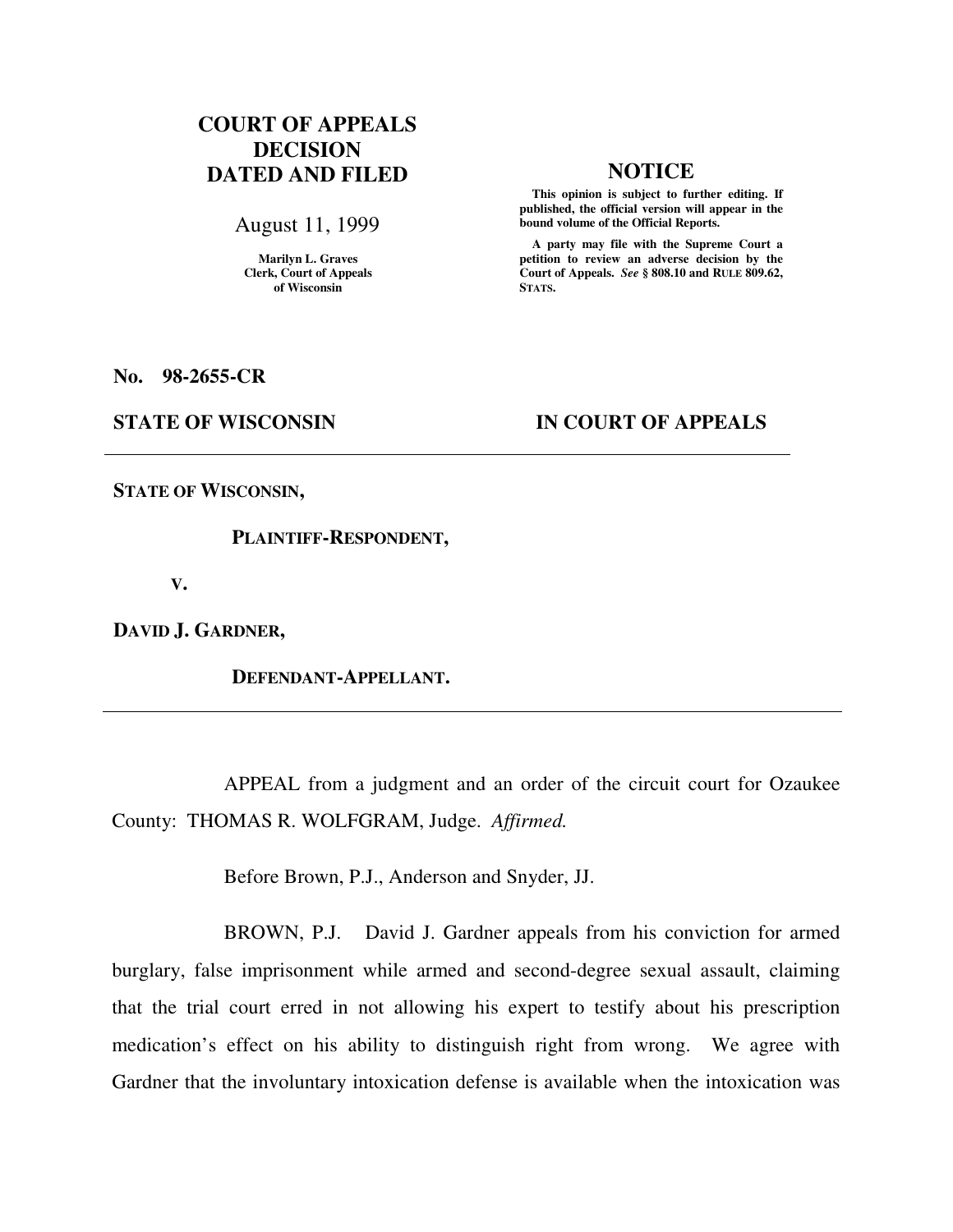**COURT OF APPEALS DECISION DATED AND FILED**

August 11, 1999

Marilyn L. Graves
Clerk, Court of Appeals
of Wisconsin

**NOTICE**

**This opinion is subject to further editing. If published, the official version will appear in the bound volume of the Official Reports.**

**A party may file with the Supreme Court a petition to review an adverse decision by the Court of Appeals.** ***See*** **§ 808.10 and RULE 809.62, STATS.**

**No. 98-2655-CR**

**STATE OF WISCONSIN** **IN COURT OF APPEALS**

---

**STATE OF WISCONSIN,**

**PLAINTIFF-RESPONDENT,**

**V.**

**DAVID J. GARDNER,**

**DEFENDANT-APPELLANT.**

---

APPEAL from a judgment and an order of the circuit court for Ozaukee County: THOMAS R. WOLFGRAM, Judge. *Affirmed.*

Before Brown, P.J., Anderson and Snyder, JJ.

BROWN, P.J. David J. Gardner appeals from his conviction for armed burglary, false imprisonment while armed and second-degree sexual assault, claiming that the trial court erred in not allowing his expert to testify about his prescription medication's effect on his ability to distinguish right from wrong. We agree with Gardner that the involuntary intoxication defense is available when the intoxication was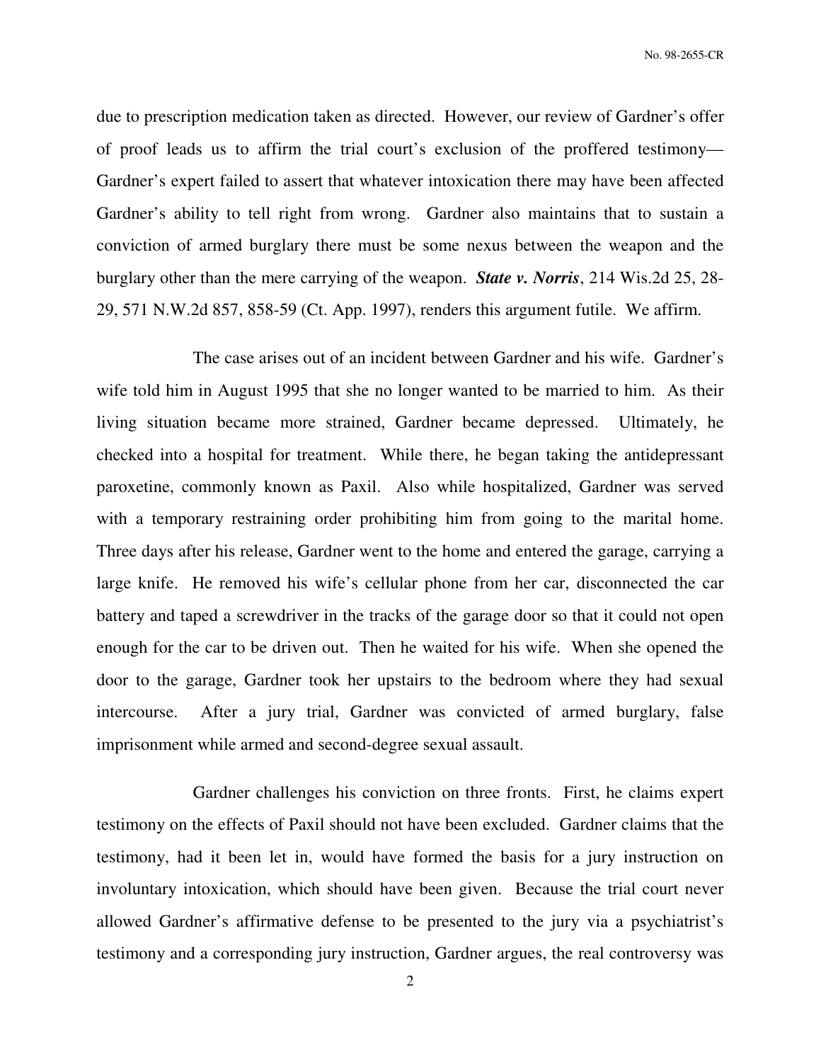due to prescription medication taken as directed. However, our review of Gardner's offer of proof leads us to affirm the trial court's exclusion of the proffered testimony—Gardner's expert failed to assert that whatever intoxication there may have been affected Gardner's ability to tell right from wrong. Gardner also maintains that to sustain a conviction of armed burglary there must be some nexus between the weapon and the burglary other than the mere carrying of the weapon. ***State v. Norris***, 214 Wis.2d 25, 28-29, 571 N.W.2d 857, 858-59 (Ct. App. 1997), renders this argument futile. We affirm.

The case arises out of an incident between Gardner and his wife. Gardner's wife told him in August 1995 that she no longer wanted to be married to him. As their living situation became more strained, Gardner became depressed. Ultimately, he checked into a hospital for treatment. While there, he began taking the antidepressant paroxetine, commonly known as Paxil. Also while hospitalized, Gardner was served with a temporary restraining order prohibiting him from going to the marital home. Three days after his release, Gardner went to the home and entered the garage, carrying a large knife. He removed his wife's cellular phone from her car, disconnected the car battery and taped a screwdriver in the tracks of the garage door so that it could not open enough for the car to be driven out. Then he waited for his wife. When she opened the door to the garage, Gardner took her upstairs to the bedroom where they had sexual intercourse. After a jury trial, Gardner was convicted of armed burglary, false imprisonment while armed and second-degree sexual assault.

Gardner challenges his conviction on three fronts. First, he claims expert testimony on the effects of Paxil should not have been excluded. Gardner claims that the testimony, had it been let in, would have formed the basis for a jury instruction on involuntary intoxication, which should have been given. Because the trial court never allowed Gardner's affirmative defense to be presented to the jury via a psychiatrist's testimony and a corresponding jury instruction, Gardner argues, the real controversy was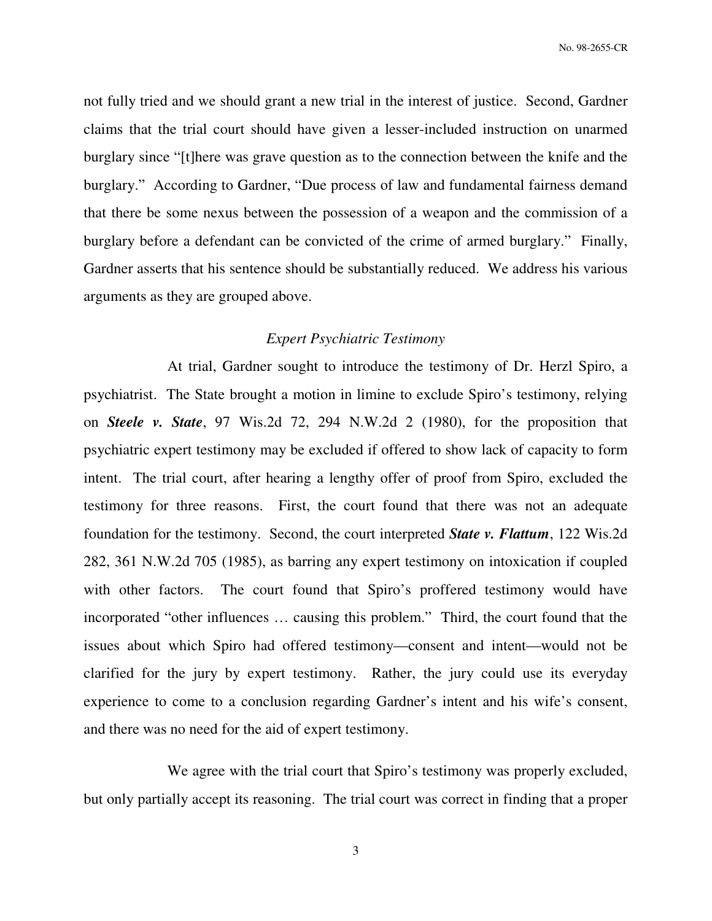not fully tried and we should grant a new trial in the interest of justice. Second, Gardner claims that the trial court should have given a lesser-included instruction on unarmed burglary since "[t]here was grave question as to the connection between the knife and the burglary." According to Gardner, "Due process of law and fundamental fairness demand that there be some nexus between the possession of a weapon and the commission of a burglary before a defendant can be convicted of the crime of armed burglary." Finally, Gardner asserts that his sentence should be substantially reduced. We address his various arguments as they are grouped above.

*Expert Psychiatric Testimony*

At trial, Gardner sought to introduce the testimony of Dr. Herzl Spiro, a psychiatrist. The State brought a motion in limine to exclude Spiro's testimony, relying on ***Steele v. State***, 97 Wis.2d 72, 294 N.W.2d 2 (1980), for the proposition that psychiatric expert testimony may be excluded if offered to show lack of capacity to form intent. The trial court, after hearing a lengthy offer of proof from Spiro, excluded the testimony for three reasons. First, the court found that there was not an adequate foundation for the testimony. Second, the court interpreted ***State v. Flattum***, 122 Wis.2d 282, 361 N.W.2d 705 (1985), as barring any expert testimony on intoxication if coupled with other factors. The court found that Spiro's proffered testimony would have incorporated "other influences … causing this problem." Third, the court found that the issues about which Spiro had offered testimony—consent and intent—would not be clarified for the jury by expert testimony. Rather, the jury could use its everyday experience to come to a conclusion regarding Gardner's intent and his wife's consent, and there was no need for the aid of expert testimony.

We agree with the trial court that Spiro's testimony was properly excluded, but only partially accept its reasoning. The trial court was correct in finding that a proper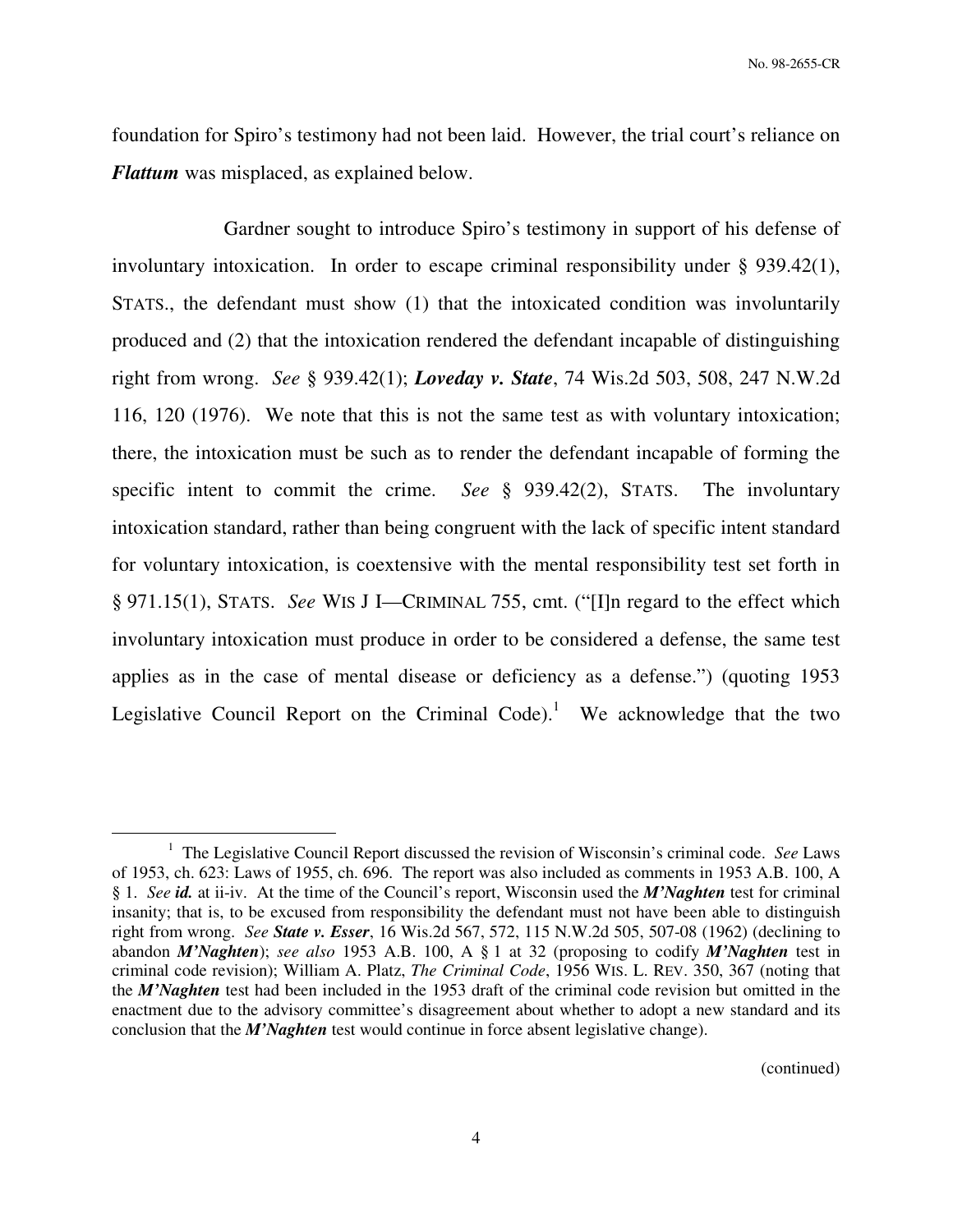foundation for Spiro's testimony had not been laid. However, the trial court's reliance on ***Flattum*** was misplaced, as explained below.

Gardner sought to introduce Spiro's testimony in support of his defense of involuntary intoxication. In order to escape criminal responsibility under § 939.42(1), STATS., the defendant must show (1) that the intoxicated condition was involuntarily produced and (2) that the intoxication rendered the defendant incapable of distinguishing right from wrong. *See* § 939.42(1); ***Loveday v. State***, 74 Wis.2d 503, 508, 247 N.W.2d 116, 120 (1976). We note that this is not the same test as with voluntary intoxication; there, the intoxication must be such as to render the defendant incapable of forming the specific intent to commit the crime. *See* § 939.42(2), STATS. The involuntary intoxication standard, rather than being congruent with the lack of specific intent standard for voluntary intoxication, is coextensive with the mental responsibility test set forth in § 971.15(1), STATS. *See* WIS J I—CRIMINAL 755, cmt. ("[I]n regard to the effect which involuntary intoxication must produce in order to be considered a defense, the same test applies as in the case of mental disease or deficiency as a defense.") (quoting 1953 Legislative Council Report on the Criminal Code).[1] We acknowledge that the two

[1] The Legislative Council Report discussed the revision of Wisconsin's criminal code. *See* Laws of 1953, ch. 623: Laws of 1955, ch. 696. The report was also included as comments in 1953 A.B. 100, A § 1. *See* ***id.*** at ii-iv. At the time of the Council's report, Wisconsin used the ***M'Naghten*** test for criminal insanity; that is, to be excused from responsibility the defendant must not have been able to distinguish right from wrong. *See* ***State v. Esser***, 16 Wis.2d 567, 572, 115 N.W.2d 505, 507-08 (1962) (declining to abandon ***M'Naghten***); *see also* 1953 A.B. 100, A § 1 at 32 (proposing to codify ***M'Naghten*** test in criminal code revision); William A. Platz, *The Criminal Code*, 1956 WIS. L. REV. 350, 367 (noting that the ***M'Naghten*** test had been included in the 1953 draft of the criminal code revision but omitted in the enactment due to the advisory committee's disagreement about whether to adopt a new standard and its conclusion that the ***M'Naghten*** test would continue in force absent legislative change).

(continued)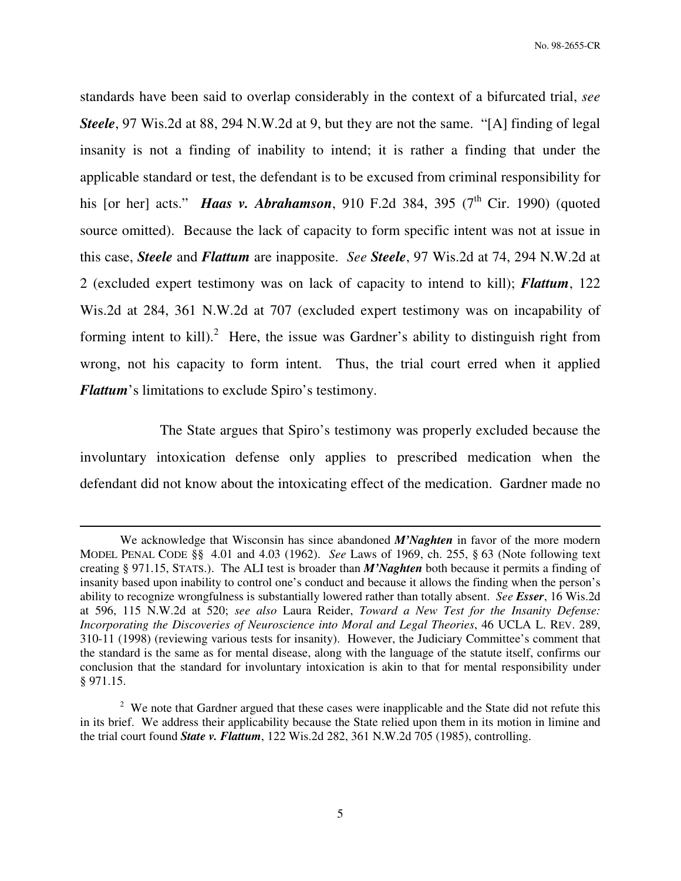standards have been said to overlap considerably in the context of a bifurcated trial, *see* ***Steele***, 97 Wis.2d at 88, 294 N.W.2d at 9, but they are not the same. "[A] finding of legal insanity is not a finding of inability to intend; it is rather a finding that under the applicable standard or test, the defendant is to be excused from criminal responsibility for his [or her] acts." ***Haas v. Abrahamson***, 910 F.2d 384, 395 (7th Cir. 1990) (quoted source omitted). Because the lack of capacity to form specific intent was not at issue in this case, ***Steele*** and ***Flattum*** are inapposite. *See* ***Steele***, 97 Wis.2d at 74, 294 N.W.2d at 2 (excluded expert testimony was on lack of capacity to intend to kill); ***Flattum***, 122 Wis.2d at 284, 361 N.W.2d at 707 (excluded expert testimony was on incapability of forming intent to kill).[2] Here, the issue was Gardner's ability to distinguish right from wrong, not his capacity to form intent. Thus, the trial court erred when it applied ***Flattum***'s limitations to exclude Spiro's testimony.

The State argues that Spiro's testimony was properly excluded because the involuntary intoxication defense only applies to prescribed medication when the defendant did not know about the intoxicating effect of the medication. Gardner made no

---

We acknowledge that Wisconsin has since abandoned ***M'Naghten*** in favor of the more modern MODEL PENAL CODE §§ 4.01 and 4.03 (1962). *See* Laws of 1969, ch. 255, § 63 (Note following text creating § 971.15, STATS.). The ALI test is broader than ***M'Naghten*** both because it permits a finding of insanity based upon inability to control one's conduct and because it allows the finding when the person's ability to recognize wrongfulness is substantially lowered rather than totally absent. *See* ***Esser***, 16 Wis.2d at 596, 115 N.W.2d at 520; *see also* Laura Reider, *Toward a New Test for the Insanity Defense: Incorporating the Discoveries of Neuroscience into Moral and Legal Theories*, 46 UCLA L. REV. 289, 310-11 (1998) (reviewing various tests for insanity). However, the Judiciary Committee's comment that the standard is the same as for mental disease, along with the language of the statute itself, confirms our conclusion that the standard for involuntary intoxication is akin to that for mental responsibility under § 971.15.

[2] We note that Gardner argued that these cases were inapplicable and the State did not refute this in its brief. We address their applicability because the State relied upon them in its motion in limine and the trial court found ***State v. Flattum***, 122 Wis.2d 282, 361 N.W.2d 705 (1985), controlling.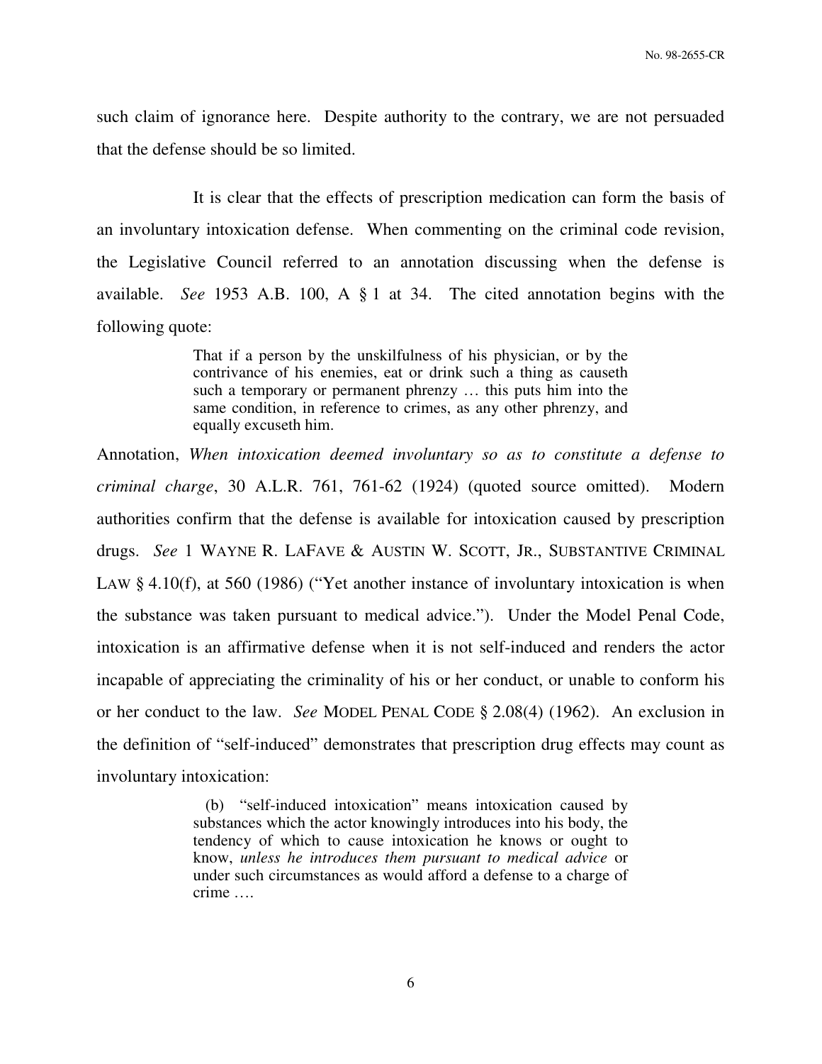such claim of ignorance here. Despite authority to the contrary, we are not persuaded that the defense should be so limited.

It is clear that the effects of prescription medication can form the basis of an involuntary intoxication defense. When commenting on the criminal code revision, the Legislative Council referred to an annotation discussing when the defense is available. *See* 1953 A.B. 100, A § 1 at 34. The cited annotation begins with the following quote:

> That if a person by the unskilfulness of his physician, or by the contrivance of his enemies, eat or drink such a thing as causeth such a temporary or permanent phrenzy … this puts him into the same condition, in reference to crimes, as any other phrenzy, and equally excuseth him.

Annotation, *When intoxication deemed involuntary so as to constitute a defense to criminal charge*, 30 A.L.R. 761, 761-62 (1924) (quoted source omitted). Modern authorities confirm that the defense is available for intoxication caused by prescription drugs. *See* 1 WAYNE R. LAFAVE & AUSTIN W. SCOTT, JR., SUBSTANTIVE CRIMINAL LAW § 4.10(f), at 560 (1986) ("Yet another instance of involuntary intoxication is when the substance was taken pursuant to medical advice."). Under the Model Penal Code, intoxication is an affirmative defense when it is not self-induced and renders the actor incapable of appreciating the criminality of his or her conduct, or unable to conform his or her conduct to the law. *See* MODEL PENAL CODE § 2.08(4) (1962). An exclusion in the definition of "self-induced" demonstrates that prescription drug effects may count as involuntary intoxication:

> (b) "self-induced intoxication" means intoxication caused by substances which the actor knowingly introduces into his body, the tendency of which to cause intoxication he knows or ought to know, *unless he introduces them pursuant to medical advice* or under such circumstances as would afford a defense to a charge of crime ….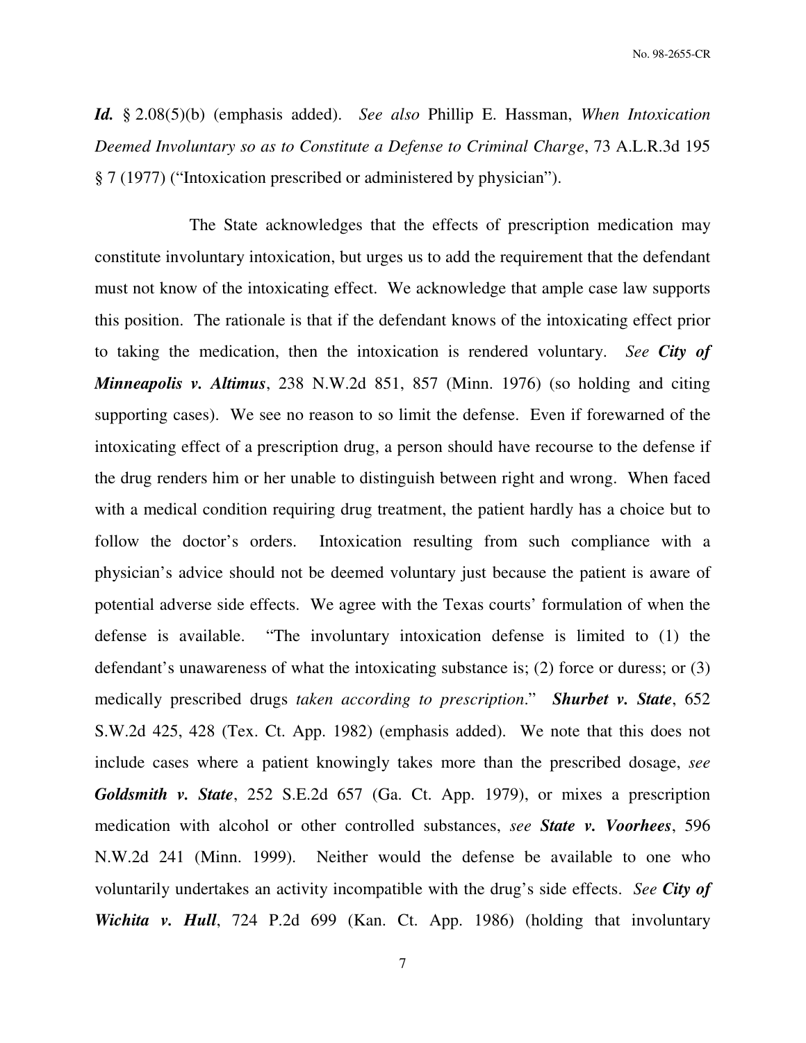***Id.*** § 2.08(5)(b) (emphasis added). *See also* Phillip E. Hassman, *When Intoxication Deemed Involuntary so as to Constitute a Defense to Criminal Charge*, 73 A.L.R.3d 195 § 7 (1977) ("Intoxication prescribed or administered by physician").

The State acknowledges that the effects of prescription medication may constitute involuntary intoxication, but urges us to add the requirement that the defendant must not know of the intoxicating effect. We acknowledge that ample case law supports this position. The rationale is that if the defendant knows of the intoxicating effect prior to taking the medication, then the intoxication is rendered voluntary. *See* ***City of Minneapolis v. Altimus***, 238 N.W.2d 851, 857 (Minn. 1976) (so holding and citing supporting cases). We see no reason to so limit the defense. Even if forewarned of the intoxicating effect of a prescription drug, a person should have recourse to the defense if the drug renders him or her unable to distinguish between right and wrong. When faced with a medical condition requiring drug treatment, the patient hardly has a choice but to follow the doctor's orders. Intoxication resulting from such compliance with a physician's advice should not be deemed voluntary just because the patient is aware of potential adverse side effects. We agree with the Texas courts' formulation of when the defense is available. "The involuntary intoxication defense is limited to (1) the defendant's unawareness of what the intoxicating substance is; (2) force or duress; or (3) medically prescribed drugs *taken according to prescription*." ***Shurbet v. State***, 652 S.W.2d 425, 428 (Tex. Ct. App. 1982) (emphasis added). We note that this does not include cases where a patient knowingly takes more than the prescribed dosage, *see* ***Goldsmith v. State***, 252 S.E.2d 657 (Ga. Ct. App. 1979), or mixes a prescription medication with alcohol or other controlled substances, *see* ***State v. Voorhees***, 596 N.W.2d 241 (Minn. 1999). Neither would the defense be available to one who voluntarily undertakes an activity incompatible with the drug's side effects. *See* ***City of Wichita v. Hull***, 724 P.2d 699 (Kan. Ct. App. 1986) (holding that involuntary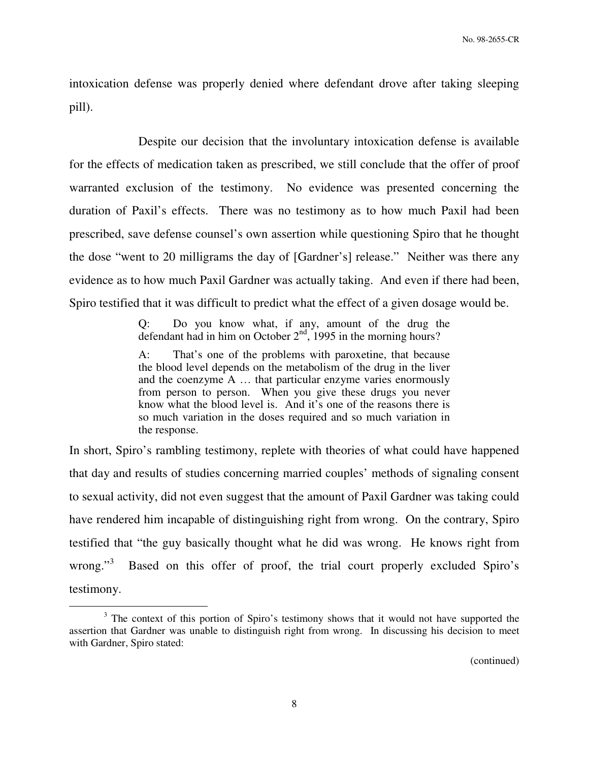intoxication defense was properly denied where defendant drove after taking sleeping pill).

Despite our decision that the involuntary intoxication defense is available for the effects of medication taken as prescribed, we still conclude that the offer of proof warranted exclusion of the testimony. No evidence was presented concerning the duration of Paxil's effects. There was no testimony as to how much Paxil had been prescribed, save defense counsel's own assertion while questioning Spiro that he thought the dose "went to 20 milligrams the day of [Gardner's] release." Neither was there any evidence as to how much Paxil Gardner was actually taking. And even if there had been, Spiro testified that it was difficult to predict what the effect of a given dosage would be.

> Q: Do you know what, if any, amount of the drug the defendant had in him on October 2nd, 1995 in the morning hours?
>
> A: That's one of the problems with paroxetine, that because the blood level depends on the metabolism of the drug in the liver and the coenzyme A … that particular enzyme varies enormously from person to person. When you give these drugs you never know what the blood level is. And it's one of the reasons there is so much variation in the doses required and so much variation in the response.

In short, Spiro's rambling testimony, replete with theories of what could have happened that day and results of studies concerning married couples' methods of signaling consent to sexual activity, did not even suggest that the amount of Paxil Gardner was taking could have rendered him incapable of distinguishing right from wrong. On the contrary, Spiro testified that "the guy basically thought what he did was wrong. He knows right from wrong."[3] Based on this offer of proof, the trial court properly excluded Spiro's testimony.

---

[3] The context of this portion of Spiro's testimony shows that it would not have supported the assertion that Gardner was unable to distinguish right from wrong. In discussing his decision to meet with Gardner, Spiro stated:

(continued)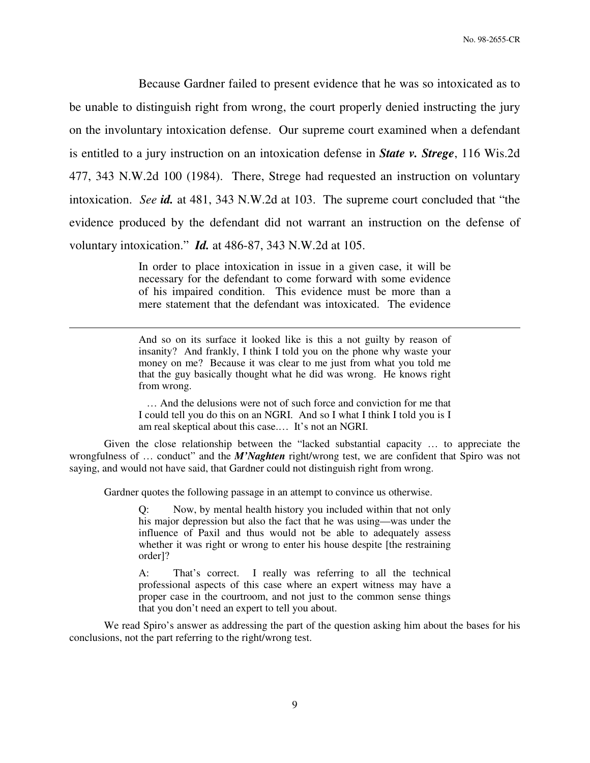Because Gardner failed to present evidence that he was so intoxicated as to be unable to distinguish right from wrong, the court properly denied instructing the jury on the involuntary intoxication defense. Our supreme court examined when a defendant is entitled to a jury instruction on an intoxication defense in ***State v. Strege***, 116 Wis.2d 477, 343 N.W.2d 100 (1984). There, Strege had requested an instruction on voluntary intoxication. *See* ***id.*** at 481, 343 N.W.2d at 103. The supreme court concluded that "the evidence produced by the defendant did not warrant an instruction on the defense of voluntary intoxication." ***Id.*** at 486-87, 343 N.W.2d at 105.

> In order to place intoxication in issue in a given case, it will be necessary for the defendant to come forward with some evidence of his impaired condition. This evidence must be more than a mere statement that the defendant was intoxicated. The evidence

---

> And so on its surface it looked like is this a not guilty by reason of insanity? And frankly, I think I told you on the phone why waste your money on me? Because it was clear to me just from what you told me that the guy basically thought what he did was wrong. He knows right from wrong.
>
> … And the delusions were not of such force and conviction for me that I could tell you do this on an NGRI. And so I what I think I told you is I am real skeptical about this case.… It's not an NGRI.

Given the close relationship between the "lacked substantial capacity … to appreciate the wrongfulness of … conduct" and the ***M'Naghten*** right/wrong test, we are confident that Spiro was not saying, and would not have said, that Gardner could not distinguish right from wrong.

Gardner quotes the following passage in an attempt to convince us otherwise.

> Q: Now, by mental health history you included within that not only his major depression but also the fact that he was using—was under the influence of Paxil and thus would not be able to adequately assess whether it was right or wrong to enter his house despite [the restraining order]?
>
> A: That's correct. I really was referring to all the technical professional aspects of this case where an expert witness may have a proper case in the courtroom, and not just to the common sense things that you don't need an expert to tell you about.

We read Spiro's answer as addressing the part of the question asking him about the bases for his conclusions, not the part referring to the right/wrong test.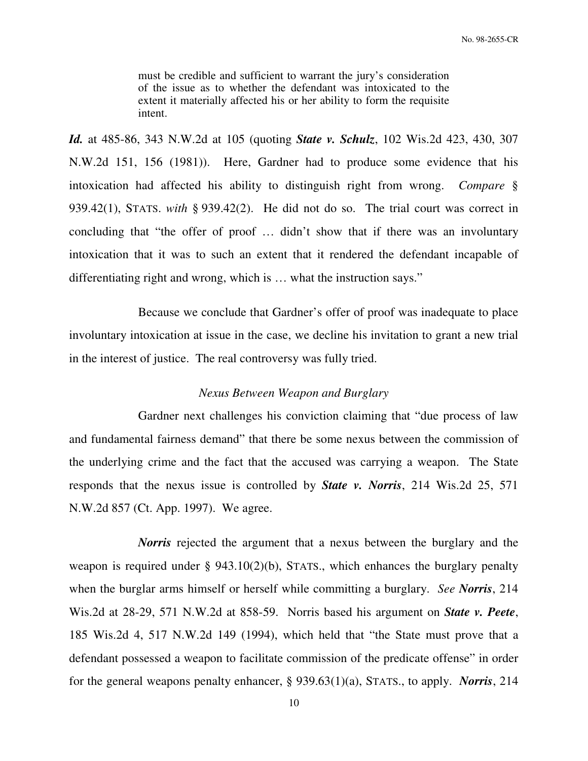> must be credible and sufficient to warrant the jury's consideration of the issue as to whether the defendant was intoxicated to the extent it materially affected his or her ability to form the requisite intent.

***Id.*** at 485-86, 343 N.W.2d at 105 (quoting ***State v. Schulz***, 102 Wis.2d 423, 430, 307 N.W.2d 151, 156 (1981)). Here, Gardner had to produce some evidence that his intoxication had affected his ability to distinguish right from wrong. *Compare* § 939.42(1), STATS. *with* § 939.42(2). He did not do so. The trial court was correct in concluding that "the offer of proof … didn't show that if there was an involuntary intoxication that it was to such an extent that it rendered the defendant incapable of differentiating right and wrong, which is … what the instruction says."

Because we conclude that Gardner's offer of proof was inadequate to place involuntary intoxication at issue in the case, we decline his invitation to grant a new trial in the interest of justice. The real controversy was fully tried.

*Nexus Between Weapon and Burglary*

Gardner next challenges his conviction claiming that "due process of law and fundamental fairness demand" that there be some nexus between the commission of the underlying crime and the fact that the accused was carrying a weapon. The State responds that the nexus issue is controlled by ***State v. Norris***, 214 Wis.2d 25, 571 N.W.2d 857 (Ct. App. 1997). We agree.

***Norris*** rejected the argument that a nexus between the burglary and the weapon is required under § 943.10(2)(b), STATS., which enhances the burglary penalty when the burglar arms himself or herself while committing a burglary. *See* ***Norris***, 214 Wis.2d at 28-29, 571 N.W.2d at 858-59. Norris based his argument on ***State v. Peete***, 185 Wis.2d 4, 517 N.W.2d 149 (1994), which held that "the State must prove that a defendant possessed a weapon to facilitate commission of the predicate offense" in order for the general weapons penalty enhancer, § 939.63(1)(a), STATS., to apply. ***Norris***, 214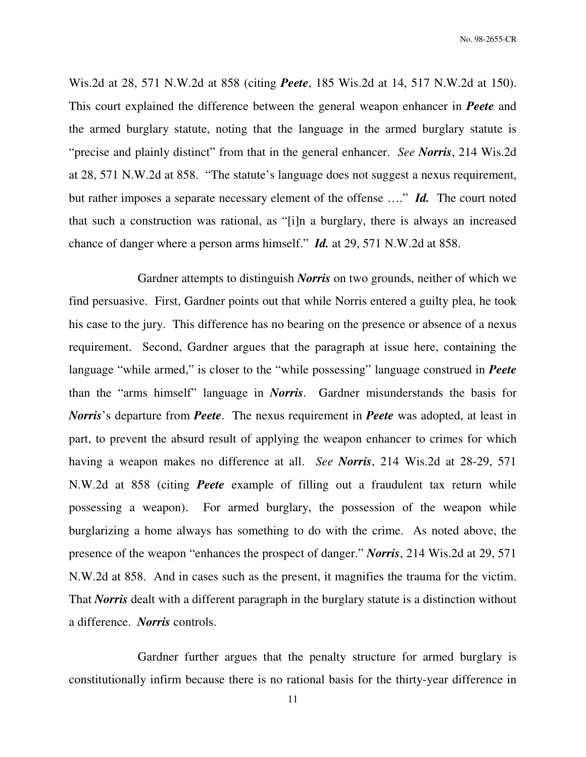Wis.2d at 28, 571 N.W.2d at 858 (citing ***Peete***, 185 Wis.2d at 14, 517 N.W.2d at 150). This court explained the difference between the general weapon enhancer in ***Peete*** and the armed burglary statute, noting that the language in the armed burglary statute is "precise and plainly distinct" from that in the general enhancer. *See* ***Norris***, 214 Wis.2d at 28, 571 N.W.2d at 858. "The statute's language does not suggest a nexus requirement, but rather imposes a separate necessary element of the offense …." ***Id.*** The court noted that such a construction was rational, as "[i]n a burglary, there is always an increased chance of danger where a person arms himself." ***Id.*** at 29, 571 N.W.2d at 858.

Gardner attempts to distinguish ***Norris*** on two grounds, neither of which we find persuasive. First, Gardner points out that while Norris entered a guilty plea, he took his case to the jury. This difference has no bearing on the presence or absence of a nexus requirement. Second, Gardner argues that the paragraph at issue here, containing the language "while armed," is closer to the "while possessing" language construed in ***Peete*** than the "arms himself" language in ***Norris***. Gardner misunderstands the basis for ***Norris***'s departure from ***Peete***. The nexus requirement in ***Peete*** was adopted, at least in part, to prevent the absurd result of applying the weapon enhancer to crimes for which having a weapon makes no difference at all. *See* ***Norris***, 214 Wis.2d at 28-29, 571 N.W.2d at 858 (citing ***Peete*** example of filling out a fraudulent tax return while possessing a weapon). For armed burglary, the possession of the weapon while burglarizing a home always has something to do with the crime. As noted above, the presence of the weapon "enhances the prospect of danger." ***Norris***, 214 Wis.2d at 29, 571 N.W.2d at 858. And in cases such as the present, it magnifies the trauma for the victim. That ***Norris*** dealt with a different paragraph in the burglary statute is a distinction without a difference. ***Norris*** controls.

Gardner further argues that the penalty structure for armed burglary is constitutionally infirm because there is no rational basis for the thirty-year difference in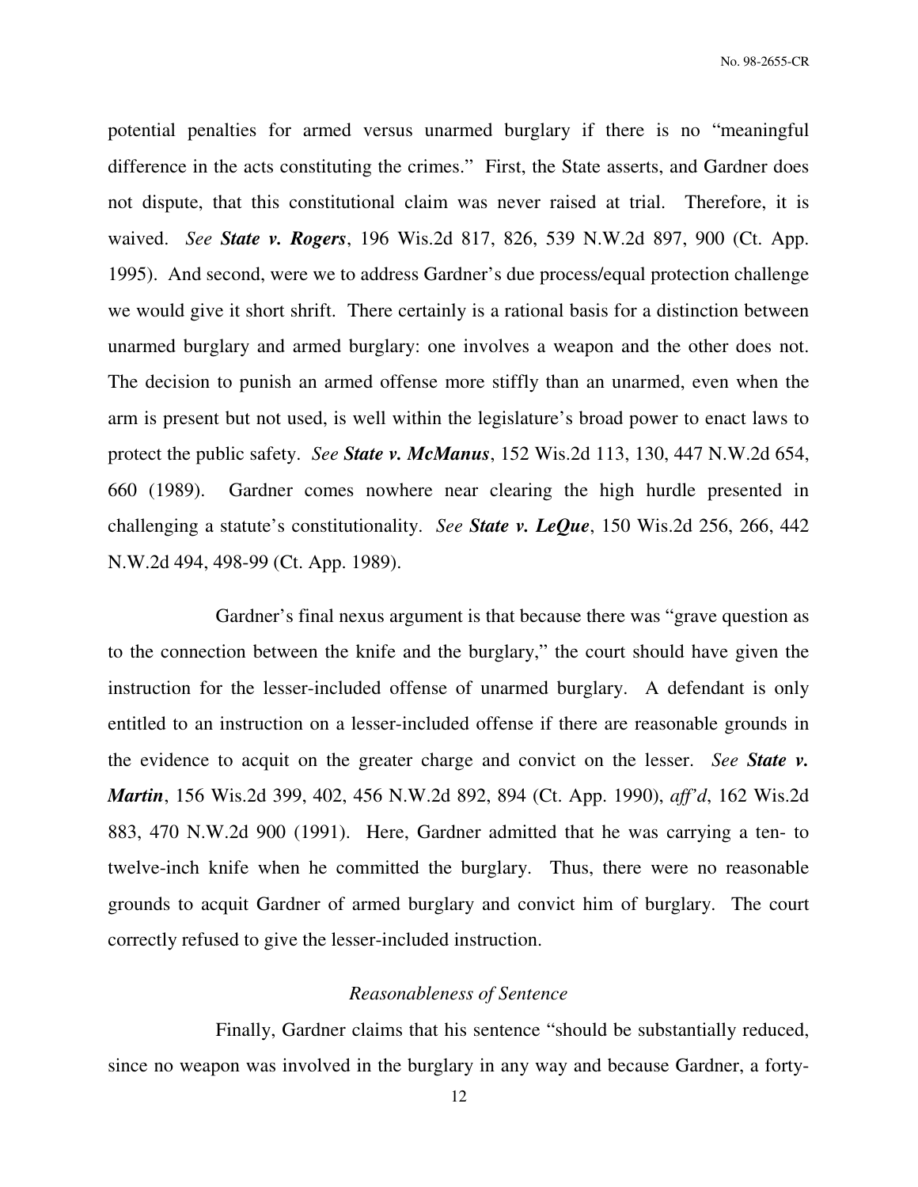potential penalties for armed versus unarmed burglary if there is no "meaningful difference in the acts constituting the crimes." First, the State asserts, and Gardner does not dispute, that this constitutional claim was never raised at trial. Therefore, it is waived. *See* ***State v. Rogers***, 196 Wis.2d 817, 826, 539 N.W.2d 897, 900 (Ct. App. 1995). And second, were we to address Gardner's due process/equal protection challenge we would give it short shrift. There certainly is a rational basis for a distinction between unarmed burglary and armed burglary: one involves a weapon and the other does not. The decision to punish an armed offense more stiffly than an unarmed, even when the arm is present but not used, is well within the legislature's broad power to enact laws to protect the public safety. *See* ***State v. McManus***, 152 Wis.2d 113, 130, 447 N.W.2d 654, 660 (1989). Gardner comes nowhere near clearing the high hurdle presented in challenging a statute's constitutionality. *See* ***State v. LeQue***, 150 Wis.2d 256, 266, 442 N.W.2d 494, 498-99 (Ct. App. 1989).

Gardner's final nexus argument is that because there was "grave question as to the connection between the knife and the burglary," the court should have given the instruction for the lesser-included offense of unarmed burglary. A defendant is only entitled to an instruction on a lesser-included offense if there are reasonable grounds in the evidence to acquit on the greater charge and convict on the lesser. *See* ***State v. Martin***, 156 Wis.2d 399, 402, 456 N.W.2d 892, 894 (Ct. App. 1990), *aff'd*, 162 Wis.2d 883, 470 N.W.2d 900 (1991). Here, Gardner admitted that he was carrying a ten- to twelve-inch knife when he committed the burglary. Thus, there were no reasonable grounds to acquit Gardner of armed burglary and convict him of burglary. The court correctly refused to give the lesser-included instruction.

*Reasonableness of Sentence*

Finally, Gardner claims that his sentence "should be substantially reduced, since no weapon was involved in the burglary in any way and because Gardner, a forty-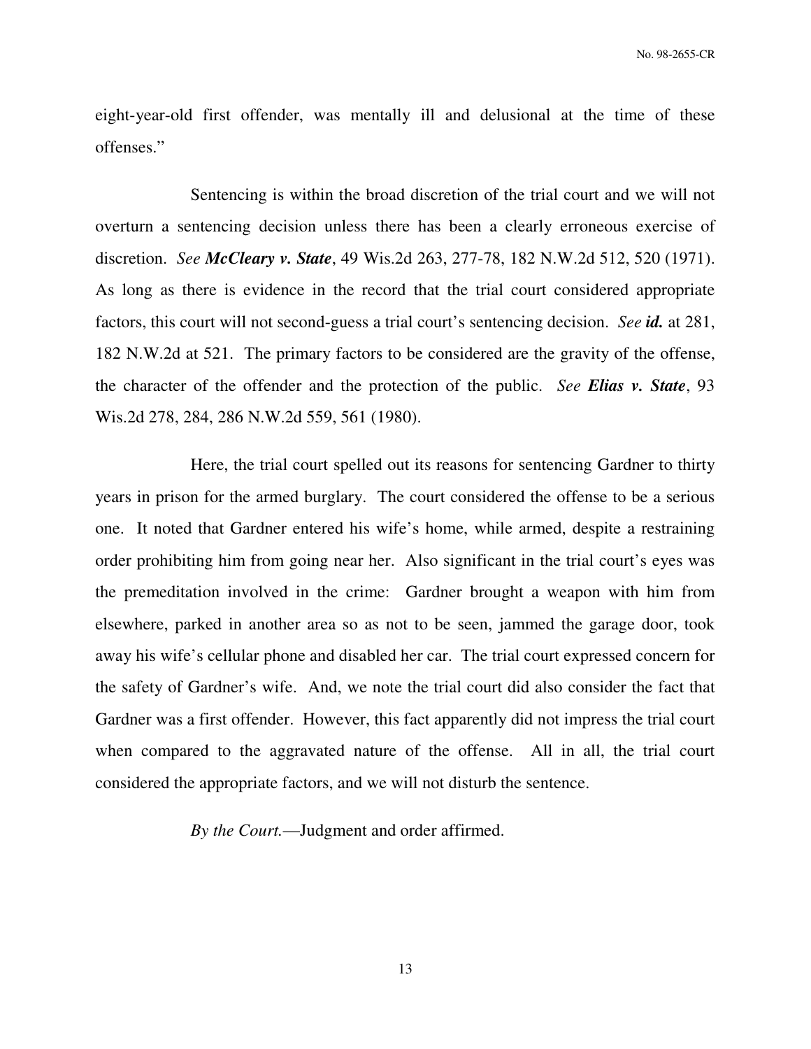eight-year-old first offender, was mentally ill and delusional at the time of these offenses."

Sentencing is within the broad discretion of the trial court and we will not overturn a sentencing decision unless there has been a clearly erroneous exercise of discretion. *See* ***McCleary v. State***, 49 Wis.2d 263, 277-78, 182 N.W.2d 512, 520 (1971). As long as there is evidence in the record that the trial court considered appropriate factors, this court will not second-guess a trial court's sentencing decision. *See* ***id.*** at 281, 182 N.W.2d at 521. The primary factors to be considered are the gravity of the offense, the character of the offender and the protection of the public. *See* ***Elias v. State***, 93 Wis.2d 278, 284, 286 N.W.2d 559, 561 (1980).

Here, the trial court spelled out its reasons for sentencing Gardner to thirty years in prison for the armed burglary. The court considered the offense to be a serious one. It noted that Gardner entered his wife's home, while armed, despite a restraining order prohibiting him from going near her. Also significant in the trial court's eyes was the premeditation involved in the crime: Gardner brought a weapon with him from elsewhere, parked in another area so as not to be seen, jammed the garage door, took away his wife's cellular phone and disabled her car. The trial court expressed concern for the safety of Gardner's wife. And, we note the trial court did also consider the fact that Gardner was a first offender. However, this fact apparently did not impress the trial court when compared to the aggravated nature of the offense. All in all, the trial court considered the appropriate factors, and we will not disturb the sentence.

*By the Court.*—Judgment and order affirmed.